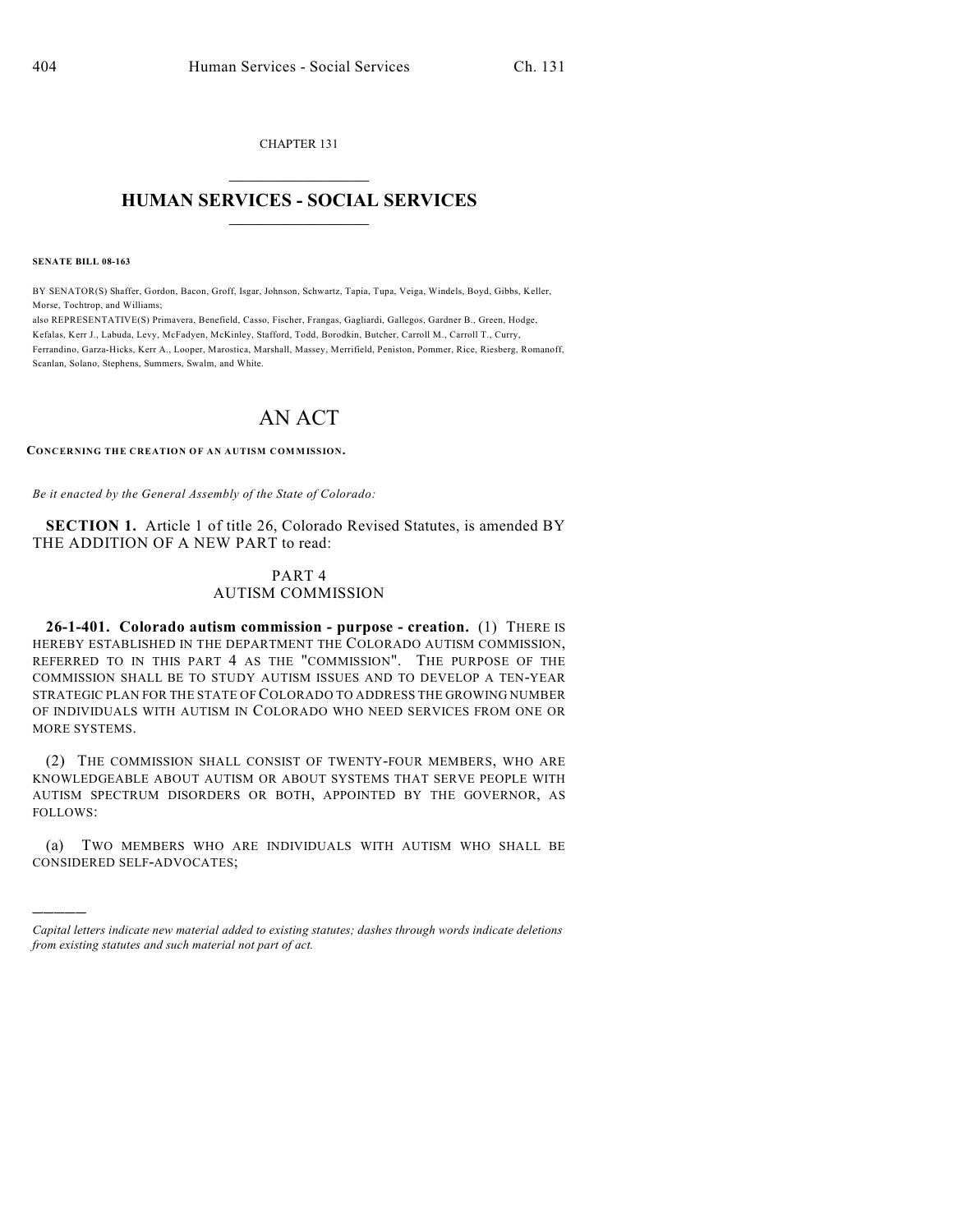CHAPTER 131

# HUMAN SERVICES - SOCIAL SERVICES

**SENATE BILL 08-163**

BY SENATOR(S) Shaffer, Gordon, Bacon, Groff, Isgar, Johnson, Schwartz, Tapia, Tupa, Veiga, Windels, Boyd, Gibbs, Keller, Morse, Tochtrop, and Williams;
also REPRESENTATIVE(S) Primavera, Benefield, Casso, Fischer, Frangas, Gagliardi, Gallegos, Gardner B., Green, Hodge, Kefalas, Kerr J., Labuda, Levy, McFadyen, McKinley, Stafford, Todd, Borodkin, Butcher, Carroll M., Carroll T., Curry, Ferrandino, Garza-Hicks, Kerr A., Looper, Marostica, Marshall, Massey, Merrifield, Peniston, Pommer, Rice, Riesberg, Romanoff, Scanlan, Solano, Stephens, Summers, Swalm, and White.

# AN ACT

**CONCERNING THE CREATION OF AN AUTISM COMMISSION.**

*Be it enacted by the General Assembly of the State of Colorado:*

**SECTION 1.** Article 1 of title 26, Colorado Revised Statutes, is amended BY THE ADDITION OF A NEW PART to read:

PART 4
AUTISM COMMISSION

**26-1-401. Colorado autism commission - purpose - creation.** (1) THERE IS HEREBY ESTABLISHED IN THE DEPARTMENT THE COLORADO AUTISM COMMISSION, REFERRED TO IN THIS PART 4 AS THE "COMMISSION". THE PURPOSE OF THE COMMISSION SHALL BE TO STUDY AUTISM ISSUES AND TO DEVELOP A TEN-YEAR STRATEGIC PLAN FOR THE STATE OF COLORADO TO ADDRESS THE GROWING NUMBER OF INDIVIDUALS WITH AUTISM IN COLORADO WHO NEED SERVICES FROM ONE OR MORE SYSTEMS.

(2) THE COMMISSION SHALL CONSIST OF TWENTY-FOUR MEMBERS, WHO ARE KNOWLEDGEABLE ABOUT AUTISM OR ABOUT SYSTEMS THAT SERVE PEOPLE WITH AUTISM SPECTRUM DISORDERS OR BOTH, APPOINTED BY THE GOVERNOR, AS FOLLOWS:

(a) TWO MEMBERS WHO ARE INDIVIDUALS WITH AUTISM WHO SHALL BE CONSIDERED SELF-ADVOCATES;

---

*Capital letters indicate new material added to existing statutes; dashes through words indicate deletions from existing statutes and such material not part of act.*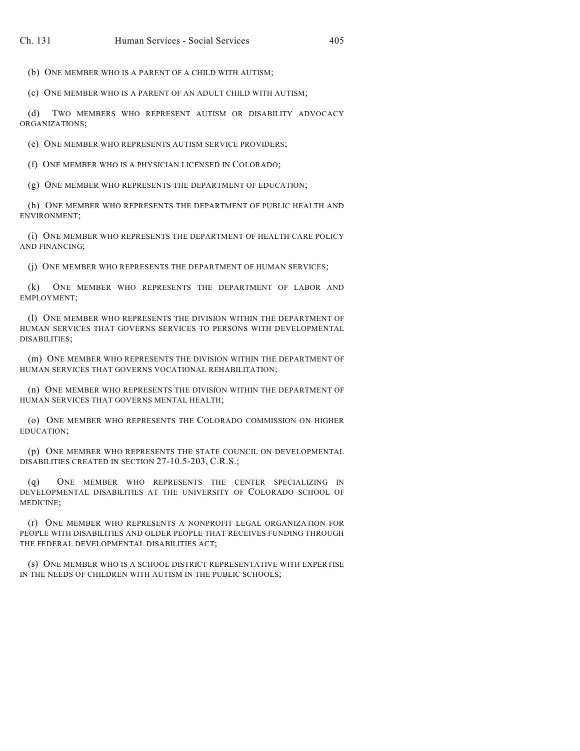(b) ONE MEMBER WHO IS A PARENT OF A CHILD WITH AUTISM;

(c) ONE MEMBER WHO IS A PARENT OF AN ADULT CHILD WITH AUTISM;

(d) TWO MEMBERS WHO REPRESENT AUTISM OR DISABILITY ADVOCACY ORGANIZATIONS;

(e) ONE MEMBER WHO REPRESENTS AUTISM SERVICE PROVIDERS;

(f) ONE MEMBER WHO IS A PHYSICIAN LICENSED IN COLORADO;

(g) ONE MEMBER WHO REPRESENTS THE DEPARTMENT OF EDUCATION;

(h) ONE MEMBER WHO REPRESENTS THE DEPARTMENT OF PUBLIC HEALTH AND ENVIRONMENT;

(i) ONE MEMBER WHO REPRESENTS THE DEPARTMENT OF HEALTH CARE POLICY AND FINANCING;

(j) ONE MEMBER WHO REPRESENTS THE DEPARTMENT OF HUMAN SERVICES;

(k) ONE MEMBER WHO REPRESENTS THE DEPARTMENT OF LABOR AND EMPLOYMENT;

(l) ONE MEMBER WHO REPRESENTS THE DIVISION WITHIN THE DEPARTMENT OF HUMAN SERVICES THAT GOVERNS SERVICES TO PERSONS WITH DEVELOPMENTAL DISABILITIES;

(m) ONE MEMBER WHO REPRESENTS THE DIVISION WITHIN THE DEPARTMENT OF HUMAN SERVICES THAT GOVERNS VOCATIONAL REHABILITATION;

(n) ONE MEMBER WHO REPRESENTS THE DIVISION WITHIN THE DEPARTMENT OF HUMAN SERVICES THAT GOVERNS MENTAL HEALTH;

(o) ONE MEMBER WHO REPRESENTS THE COLORADO COMMISSION ON HIGHER EDUCATION;

(p) ONE MEMBER WHO REPRESENTS THE STATE COUNCIL ON DEVELOPMENTAL DISABILITIES CREATED IN SECTION 27-10.5-203, C.R.S.;

(q) ONE MEMBER WHO REPRESENTS THE CENTER SPECIALIZING IN DEVELOPMENTAL DISABILITIES AT THE UNIVERSITY OF COLORADO SCHOOL OF MEDICINE;

(r) ONE MEMBER WHO REPRESENTS A NONPROFIT LEGAL ORGANIZATION FOR PEOPLE WITH DISABILITIES AND OLDER PEOPLE THAT RECEIVES FUNDING THROUGH THE FEDERAL DEVELOPMENTAL DISABILITIES ACT;

(s) ONE MEMBER WHO IS A SCHOOL DISTRICT REPRESENTATIVE WITH EXPERTISE IN THE NEEDS OF CHILDREN WITH AUTISM IN THE PUBLIC SCHOOLS;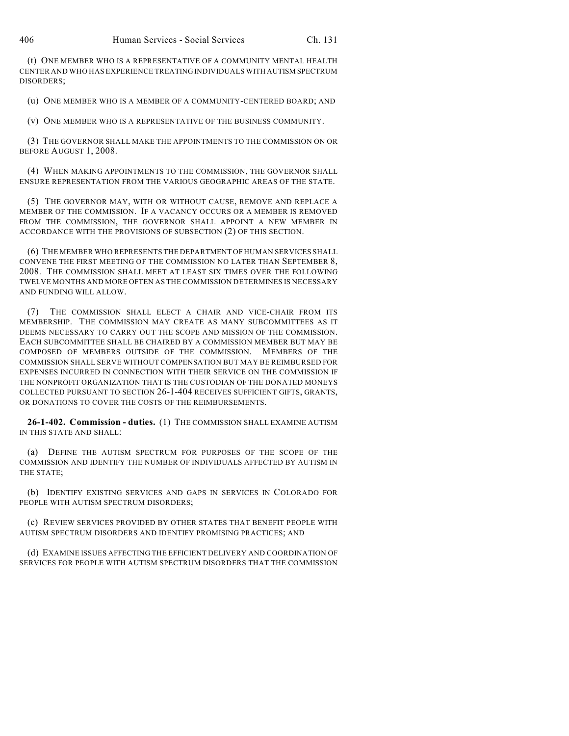(t) ONE MEMBER WHO IS A REPRESENTATIVE OF A COMMUNITY MENTAL HEALTH CENTER AND WHO HAS EXPERIENCE TREATING INDIVIDUALS WITH AUTISM SPECTRUM DISORDERS;

(u) ONE MEMBER WHO IS A MEMBER OF A COMMUNITY-CENTERED BOARD; AND

(v) ONE MEMBER WHO IS A REPRESENTATIVE OF THE BUSINESS COMMUNITY.

(3) THE GOVERNOR SHALL MAKE THE APPOINTMENTS TO THE COMMISSION ON OR BEFORE AUGUST 1, 2008.

(4) WHEN MAKING APPOINTMENTS TO THE COMMISSION, THE GOVERNOR SHALL ENSURE REPRESENTATION FROM THE VARIOUS GEOGRAPHIC AREAS OF THE STATE.

(5) THE GOVERNOR MAY, WITH OR WITHOUT CAUSE, REMOVE AND REPLACE A MEMBER OF THE COMMISSION. IF A VACANCY OCCURS OR A MEMBER IS REMOVED FROM THE COMMISSION, THE GOVERNOR SHALL APPOINT A NEW MEMBER IN ACCORDANCE WITH THE PROVISIONS OF SUBSECTION (2) OF THIS SECTION.

(6) THE MEMBER WHO REPRESENTS THE DEPARTMENT OF HUMAN SERVICES SHALL CONVENE THE FIRST MEETING OF THE COMMISSION NO LATER THAN SEPTEMBER 8, 2008. THE COMMISSION SHALL MEET AT LEAST SIX TIMES OVER THE FOLLOWING TWELVE MONTHS AND MORE OFTEN AS THE COMMISSION DETERMINES IS NECESSARY AND FUNDING WILL ALLOW.

(7) THE COMMISSION SHALL ELECT A CHAIR AND VICE-CHAIR FROM ITS MEMBERSHIP. THE COMMISSION MAY CREATE AS MANY SUBCOMMITTEES AS IT DEEMS NECESSARY TO CARRY OUT THE SCOPE AND MISSION OF THE COMMISSION. EACH SUBCOMMITTEE SHALL BE CHAIRED BY A COMMISSION MEMBER BUT MAY BE COMPOSED OF MEMBERS OUTSIDE OF THE COMMISSION. MEMBERS OF THE COMMISSION SHALL SERVE WITHOUT COMPENSATION BUT MAY BE REIMBURSED FOR EXPENSES INCURRED IN CONNECTION WITH THEIR SERVICE ON THE COMMISSION IF THE NONPROFIT ORGANIZATION THAT IS THE CUSTODIAN OF THE DONATED MONEYS COLLECTED PURSUANT TO SECTION 26-1-404 RECEIVES SUFFICIENT GIFTS, GRANTS, OR DONATIONS TO COVER THE COSTS OF THE REIMBURSEMENTS.

**26-1-402. Commission - duties.** (1) THE COMMISSION SHALL EXAMINE AUTISM IN THIS STATE AND SHALL:

(a) DEFINE THE AUTISM SPECTRUM FOR PURPOSES OF THE SCOPE OF THE COMMISSION AND IDENTIFY THE NUMBER OF INDIVIDUALS AFFECTED BY AUTISM IN THE STATE;

(b) IDENTIFY EXISTING SERVICES AND GAPS IN SERVICES IN COLORADO FOR PEOPLE WITH AUTISM SPECTRUM DISORDERS;

(c) REVIEW SERVICES PROVIDED BY OTHER STATES THAT BENEFIT PEOPLE WITH AUTISM SPECTRUM DISORDERS AND IDENTIFY PROMISING PRACTICES; AND

(d) EXAMINE ISSUES AFFECTING THE EFFICIENT DELIVERY AND COORDINATION OF SERVICES FOR PEOPLE WITH AUTISM SPECTRUM DISORDERS THAT THE COMMISSION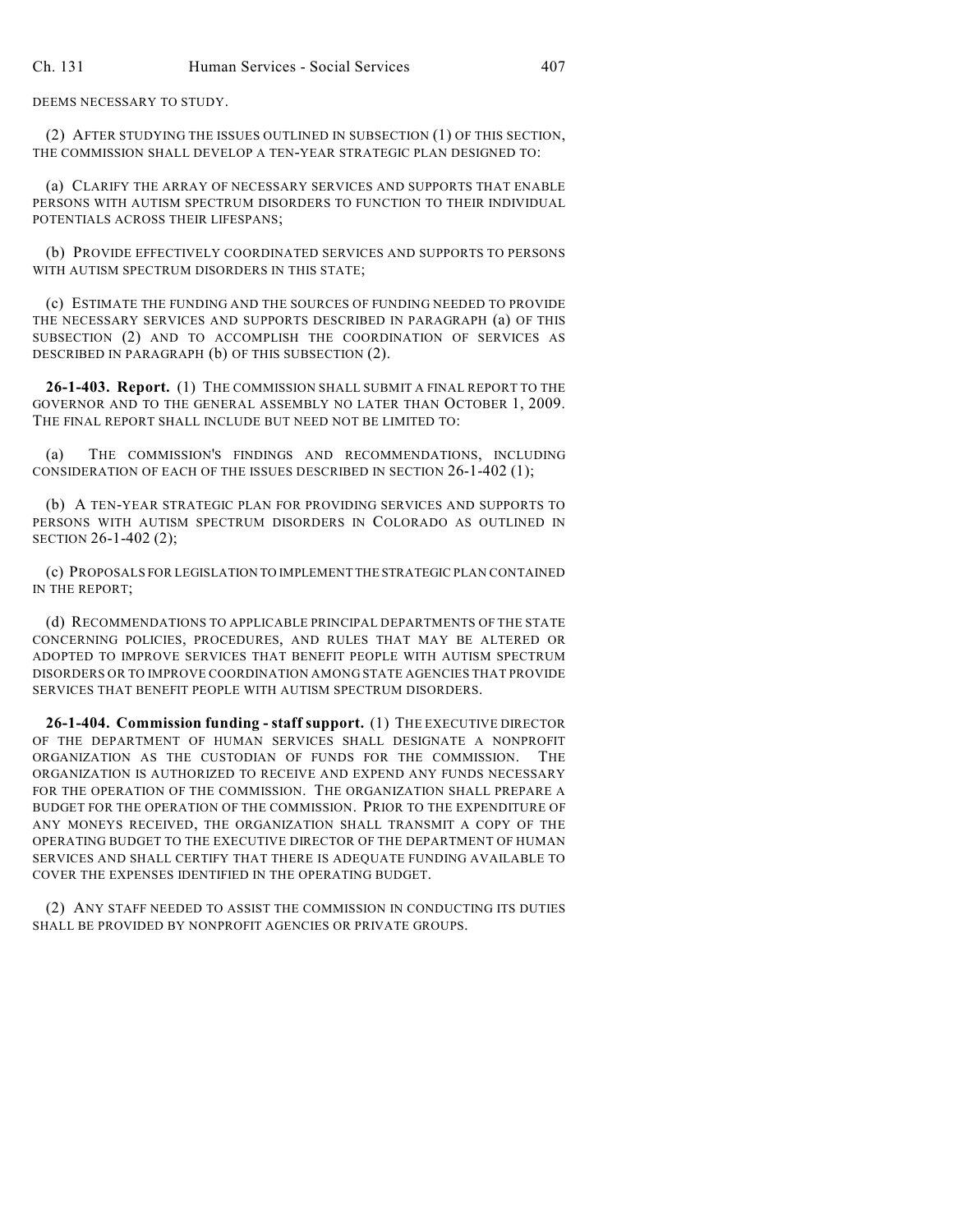DEEMS NECESSARY TO STUDY.

(2) AFTER STUDYING THE ISSUES OUTLINED IN SUBSECTION (1) OF THIS SECTION, THE COMMISSION SHALL DEVELOP A TEN-YEAR STRATEGIC PLAN DESIGNED TO:

(a) CLARIFY THE ARRAY OF NECESSARY SERVICES AND SUPPORTS THAT ENABLE PERSONS WITH AUTISM SPECTRUM DISORDERS TO FUNCTION TO THEIR INDIVIDUAL POTENTIALS ACROSS THEIR LIFESPANS;

(b) PROVIDE EFFECTIVELY COORDINATED SERVICES AND SUPPORTS TO PERSONS WITH AUTISM SPECTRUM DISORDERS IN THIS STATE;

(c) ESTIMATE THE FUNDING AND THE SOURCES OF FUNDING NEEDED TO PROVIDE THE NECESSARY SERVICES AND SUPPORTS DESCRIBED IN PARAGRAPH (a) OF THIS SUBSECTION (2) AND TO ACCOMPLISH THE COORDINATION OF SERVICES AS DESCRIBED IN PARAGRAPH (b) OF THIS SUBSECTION (2).

**26-1-403. Report.** (1) THE COMMISSION SHALL SUBMIT A FINAL REPORT TO THE GOVERNOR AND TO THE GENERAL ASSEMBLY NO LATER THAN OCTOBER 1, 2009. THE FINAL REPORT SHALL INCLUDE BUT NEED NOT BE LIMITED TO:

(a) THE COMMISSION'S FINDINGS AND RECOMMENDATIONS, INCLUDING CONSIDERATION OF EACH OF THE ISSUES DESCRIBED IN SECTION 26-1-402 (1);

(b) A TEN-YEAR STRATEGIC PLAN FOR PROVIDING SERVICES AND SUPPORTS TO PERSONS WITH AUTISM SPECTRUM DISORDERS IN COLORADO AS OUTLINED IN SECTION 26-1-402 (2);

(c) PROPOSALS FOR LEGISLATION TO IMPLEMENT THE STRATEGIC PLAN CONTAINED IN THE REPORT;

(d) RECOMMENDATIONS TO APPLICABLE PRINCIPAL DEPARTMENTS OF THE STATE CONCERNING POLICIES, PROCEDURES, AND RULES THAT MAY BE ALTERED OR ADOPTED TO IMPROVE SERVICES THAT BENEFIT PEOPLE WITH AUTISM SPECTRUM DISORDERS OR TO IMPROVE COORDINATION AMONG STATE AGENCIES THAT PROVIDE SERVICES THAT BENEFIT PEOPLE WITH AUTISM SPECTRUM DISORDERS.

**26-1-404. Commission funding - staff support.** (1) THE EXECUTIVE DIRECTOR OF THE DEPARTMENT OF HUMAN SERVICES SHALL DESIGNATE A NONPROFIT ORGANIZATION AS THE CUSTODIAN OF FUNDS FOR THE COMMISSION. THE ORGANIZATION IS AUTHORIZED TO RECEIVE AND EXPEND ANY FUNDS NECESSARY FOR THE OPERATION OF THE COMMISSION. THE ORGANIZATION SHALL PREPARE A BUDGET FOR THE OPERATION OF THE COMMISSION. PRIOR TO THE EXPENDITURE OF ANY MONEYS RECEIVED, THE ORGANIZATION SHALL TRANSMIT A COPY OF THE OPERATING BUDGET TO THE EXECUTIVE DIRECTOR OF THE DEPARTMENT OF HUMAN SERVICES AND SHALL CERTIFY THAT THERE IS ADEQUATE FUNDING AVAILABLE TO COVER THE EXPENSES IDENTIFIED IN THE OPERATING BUDGET.

(2) ANY STAFF NEEDED TO ASSIST THE COMMISSION IN CONDUCTING ITS DUTIES SHALL BE PROVIDED BY NONPROFIT AGENCIES OR PRIVATE GROUPS.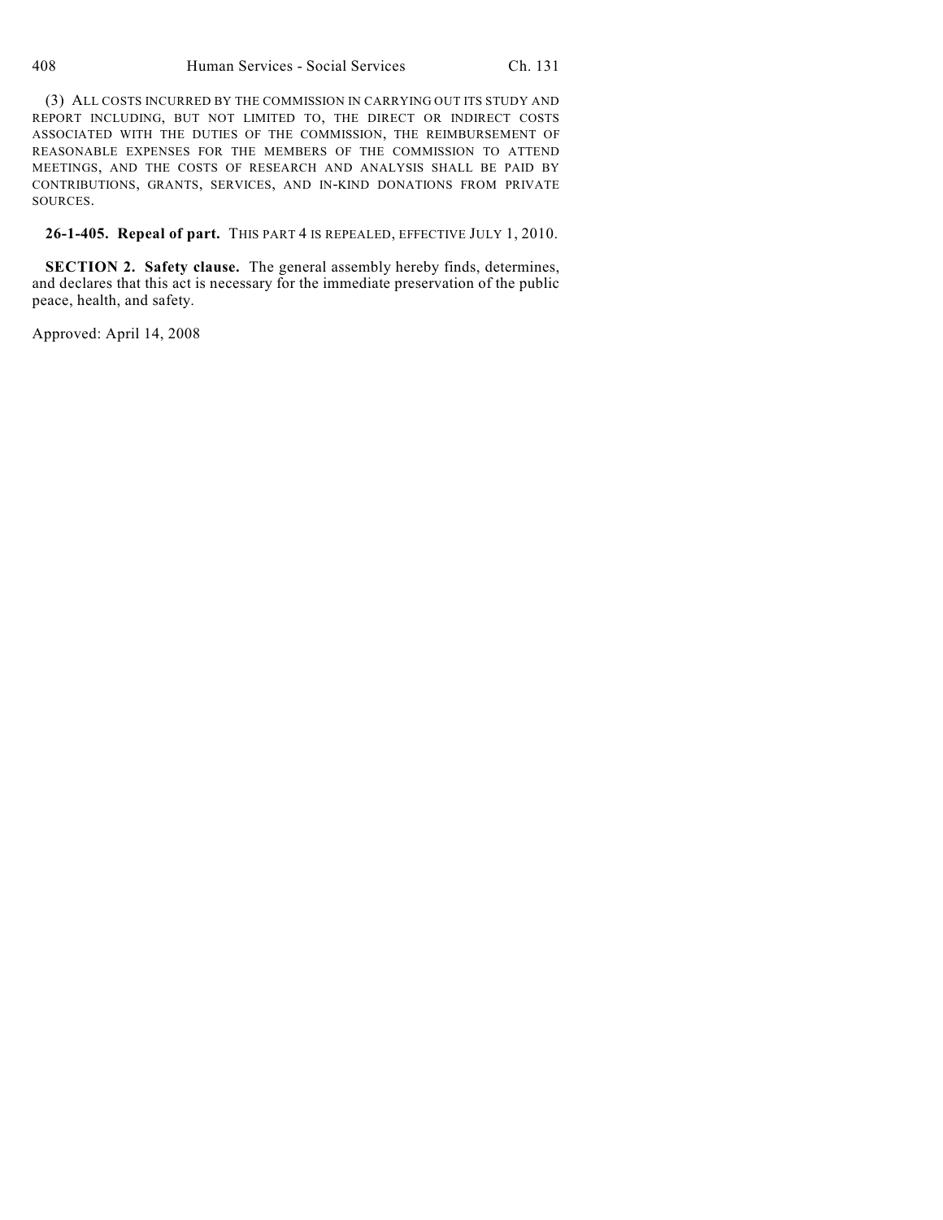(3) ALL COSTS INCURRED BY THE COMMISSION IN CARRYING OUT ITS STUDY AND REPORT INCLUDING, BUT NOT LIMITED TO, THE DIRECT OR INDIRECT COSTS ASSOCIATED WITH THE DUTIES OF THE COMMISSION, THE REIMBURSEMENT OF REASONABLE EXPENSES FOR THE MEMBERS OF THE COMMISSION TO ATTEND MEETINGS, AND THE COSTS OF RESEARCH AND ANALYSIS SHALL BE PAID BY CONTRIBUTIONS, GRANTS, SERVICES, AND IN-KIND DONATIONS FROM PRIVATE SOURCES.

**26-1-405. Repeal of part.** THIS PART 4 IS REPEALED, EFFECTIVE JULY 1, 2010.

**SECTION 2. Safety clause.** The general assembly hereby finds, determines, and declares that this act is necessary for the immediate preservation of the public peace, health, and safety.

Approved: April 14, 2008